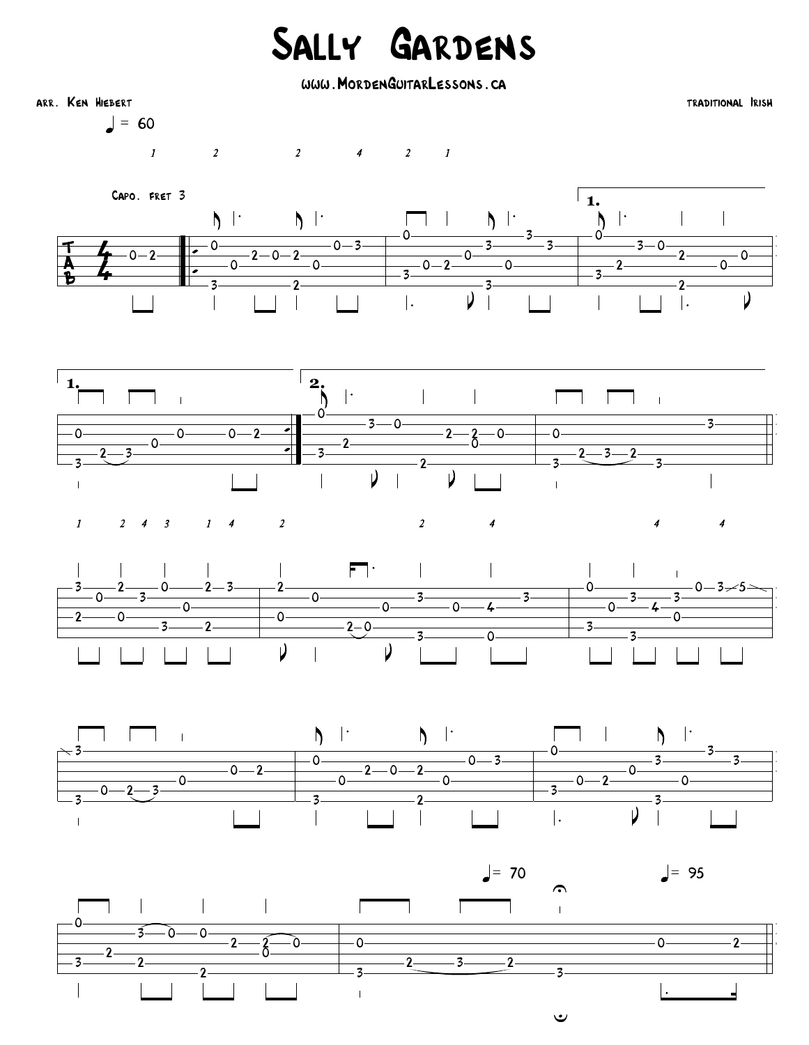# Sally Gardens

www.MordenGuitarLessons.ca

arr. Ken Hiebert

traditional Irish

♩ = 60

Capo. fret 3

♩= 70

♩= 95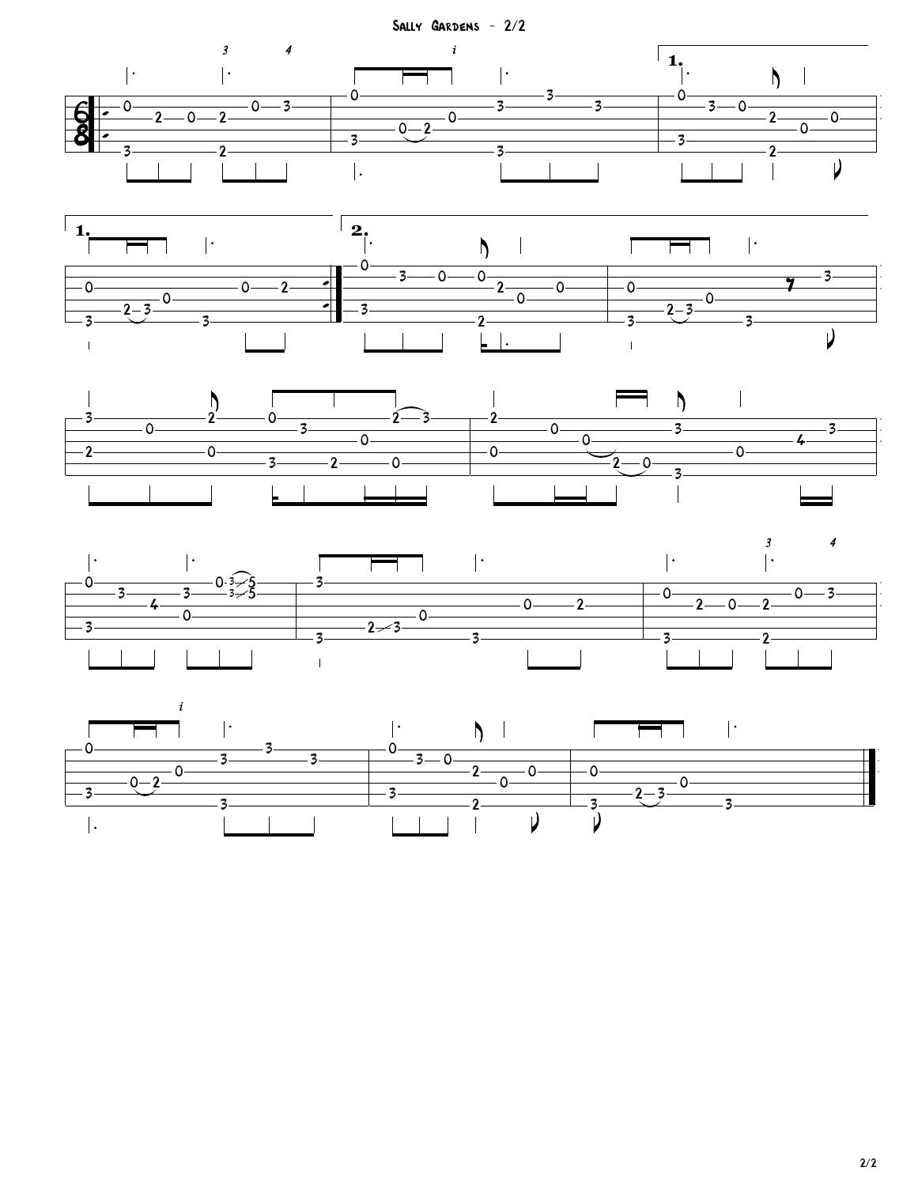# Sally Gardens - 2/2